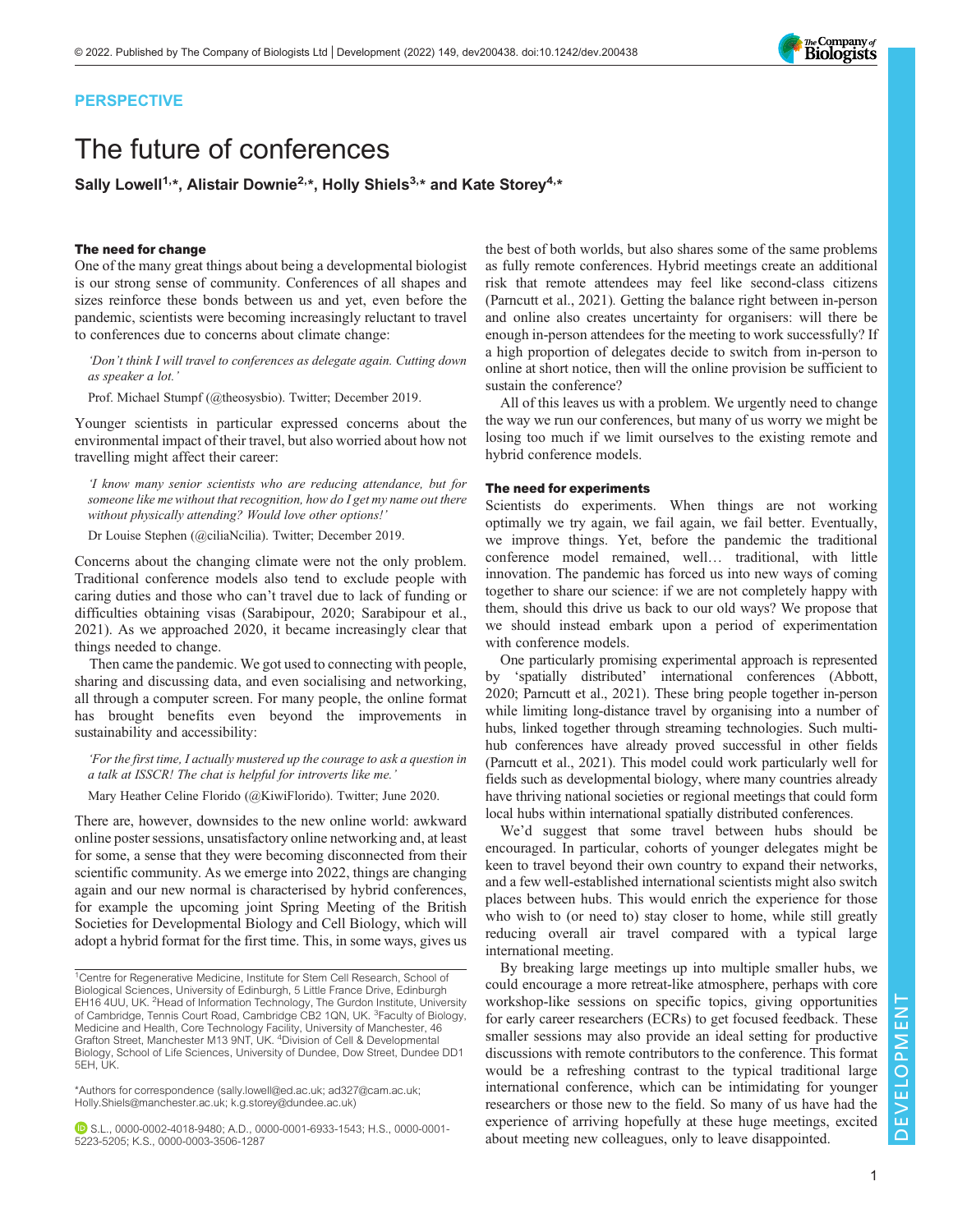PERSPECTIVE

# The future of conferences

**Sally Lowell[1,*], Alistair Downie[2,*], Holly Shiels[3,*] and Kate Storey[4,*]**

## The need for change

One of the many great things about being a developmental biologist is our strong sense of community. Conferences of all shapes and sizes reinforce these bonds between us and yet, even before the pandemic, scientists were becoming increasingly reluctant to travel to conferences due to concerns about climate change:

> *'Don't think I will travel to conferences as delegate again. Cutting down as speaker a lot.'*
>
> Prof. Michael Stumpf (@theosysbio). Twitter; December 2019.

Younger scientists in particular expressed concerns about the environmental impact of their travel, but also worried about how not travelling might affect their career:

> *'I know many senior scientists who are reducing attendance, but for someone like me without that recognition, how do I get my name out there without physically attending? Would love other options!'*
>
> Dr Louise Stephen (@ciliaNcilia). Twitter; December 2019.

Concerns about the changing climate were not the only problem. Traditional conference models also tend to exclude people with caring duties and those who can't travel due to lack of funding or difficulties obtaining visas (Sarabipour, 2020; Sarabipour et al., 2021). As we approached 2020, it became increasingly clear that things needed to change.

Then came the pandemic. We got used to connecting with people, sharing and discussing data, and even socialising and networking, all through a computer screen. For many people, the online format has brought benefits even beyond the improvements in sustainability and accessibility:

> *'For the first time, I actually mustered up the courage to ask a question in a talk at ISSCR! The chat is helpful for introverts like me.'*
>
> Mary Heather Celine Florido (@KiwiFlorido). Twitter; June 2020.

There are, however, downsides to the new online world: awkward online poster sessions, unsatisfactory online networking and, at least for some, a sense that they were becoming disconnected from their scientific community. As we emerge into 2022, things are changing again and our new normal is characterised by hybrid conferences, for example the upcoming joint Spring Meeting of the British Societies for Developmental Biology and Cell Biology, which will adopt a hybrid format for the first time. This, in some ways, gives us the best of both worlds, but also shares some of the same problems as fully remote conferences. Hybrid meetings create an additional risk that remote attendees may feel like second-class citizens (Parncutt et al., 2021). Getting the balance right between in-person and online also creates uncertainty for organisers: will there be enough in-person attendees for the meeting to work successfully? If a high proportion of delegates decide to switch from in-person to online at short notice, then will the online provision be sufficient to sustain the conference?

All of this leaves us with a problem. We urgently need to change the way we run our conferences, but many of us worry we might be losing too much if we limit ourselves to the existing remote and hybrid conference models.

## The need for experiments

Scientists do experiments. When things are not working optimally we try again, we fail again, we fail better. Eventually, we improve things. Yet, before the pandemic the traditional conference model remained, well… traditional, with little innovation. The pandemic has forced us into new ways of coming together to share our science: if we are not completely happy with them, should this drive us back to our old ways? We propose that we should instead embark upon a period of experimentation with conference models.

One particularly promising experimental approach is represented by 'spatially distributed' international conferences (Abbott, 2020; Parncutt et al., 2021). These bring people together in-person while limiting long-distance travel by organising into a number of hubs, linked together through streaming technologies. Such multi-hub conferences have already proved successful in other fields (Parncutt et al., 2021). This model could work particularly well for fields such as developmental biology, where many countries already have thriving national societies or regional meetings that could form local hubs within international spatially distributed conferences.

We'd suggest that some travel between hubs should be encouraged. In particular, cohorts of younger delegates might be keen to travel beyond their own country to expand their networks, and a few well-established international scientists might also switch places between hubs. This would enrich the experience for those who wish to (or need to) stay closer to home, while still greatly reducing overall air travel compared with a typical large international meeting.

By breaking large meetings up into multiple smaller hubs, we could encourage a more retreat-like atmosphere, perhaps with core workshop-like sessions on specific topics, giving opportunities for early career researchers (ECRs) to get focused feedback. These smaller sessions may also provide an ideal setting for productive discussions with remote contributors to the conference. This format would be a refreshing contrast to the typical traditional large international conference, which can be intimidating for younger researchers or those new to the field. So many of us have had the experience of arriving hopefully at these huge meetings, excited about meeting new colleagues, only to leave disappointed.

---

[1]Centre for Regenerative Medicine, Institute for Stem Cell Research, School of Biological Sciences, University of Edinburgh, 5 Little France Drive, Edinburgh EH16 4UU, UK. [2]Head of Information Technology, The Gurdon Institute, University of Cambridge, Tennis Court Road, Cambridge CB2 1QN, UK. [3]Faculty of Biology, Medicine and Health, Core Technology Facility, University of Manchester, 46 Grafton Street, Manchester M13 9NT, UK. [4]Division of Cell & Developmental Biology, School of Life Sciences, University of Dundee, Dow Street, Dundee DD1 5EH, UK.

*Authors for correspondence (sally.lowell@ed.ac.uk; ad327@cam.ac.uk; Holly.Shiels@manchester.ac.uk; k.g.storey@dundee.ac.uk)

S.L., 0000-0002-4018-9480; A.D., 0000-0001-6933-1543; H.S., 0000-0001-5223-5205; K.S., 0000-0003-3506-1287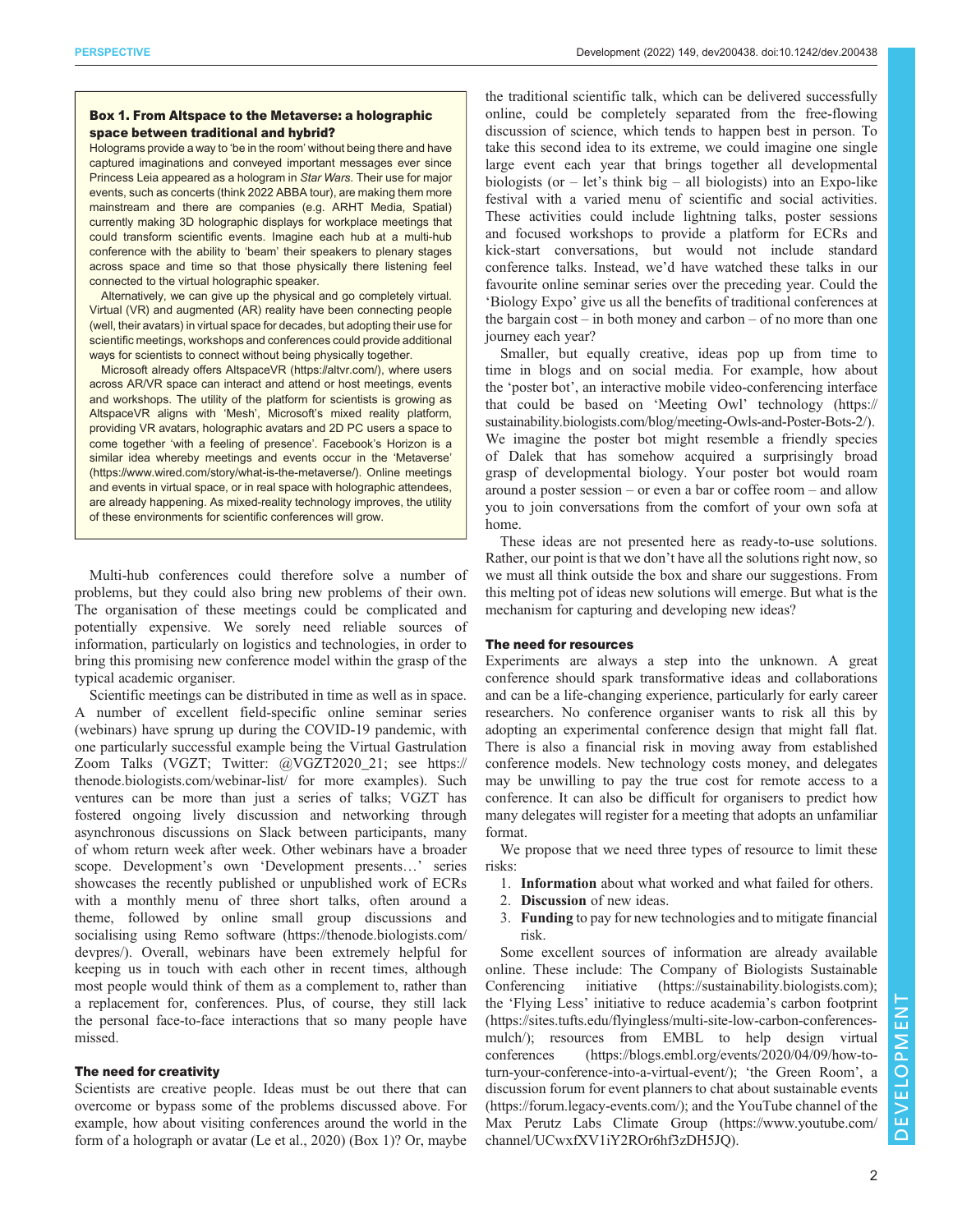> **Box 1. From Altspace to the Metaverse: a holographic space between traditional and hybrid?**
>
> Holograms provide a way to 'be in the room' without being there and have captured imaginations and conveyed important messages ever since Princess Leia appeared as a hologram in *Star Wars*. Their use for major events, such as concerts (think 2022 ABBA tour), are making them more mainstream and there are companies (e.g. ARHT Media, Spatial) currently making 3D holographic displays for workplace meetings that could transform scientific events. Imagine each hub at a multi-hub conference with the ability to 'beam' their speakers to plenary stages across space and time so that those physically there listening feel connected to the virtual holographic speaker.
>
> Alternatively, we can give up the physical and go completely virtual. Virtual (VR) and augmented (AR) reality have been connecting people (well, their avatars) in virtual space for decades, but adopting their use for scientific meetings, workshops and conferences could provide additional ways for scientists to connect without being physically together.
>
> Microsoft already offers AltspaceVR (https://altvr.com/), where users across AR/VR space can interact and attend or host meetings, events and workshops. The utility of the platform for scientists is growing as AltspaceVR aligns with 'Mesh', Microsoft's mixed reality platform, providing VR avatars, holographic avatars and 2D PC users a space to come together 'with a feeling of presence'. Facebook's Horizon is a similar idea whereby meetings and events occur in the 'Metaverse' (https://www.wired.com/story/what-is-the-metaverse/). Online meetings and events in virtual space, or in real space with holographic attendees, are already happening. As mixed-reality technology improves, the utility of these environments for scientific conferences will grow.

Multi-hub conferences could therefore solve a number of problems, but they could also bring new problems of their own. The organisation of these meetings could be complicated and potentially expensive. We sorely need reliable sources of information, particularly on logistics and technologies, in order to bring this promising new conference model within the grasp of the typical academic organiser.

Scientific meetings can be distributed in time as well as in space. A number of excellent field-specific online seminar series (webinars) have sprung up during the COVID-19 pandemic, with one particularly successful example being the Virtual Gastrulation Zoom Talks (VGZT; Twitter: @VGZT2020_21; see https://thenode.biologists.com/webinar-list/ for more examples). Such ventures can be more than just a series of talks; VGZT has fostered ongoing lively discussion and networking through asynchronous discussions on Slack between participants, many of whom return week after week. Other webinars have a broader scope. Development's own 'Development presents…' series showcases the recently published or unpublished work of ECRs with a monthly menu of three short talks, often around a theme, followed by online small group discussions and socialising using Remo software (https://thenode.biologists.com/devpres/). Overall, webinars have been extremely helpful for keeping us in touch with each other in recent times, although most people would think of them as a complement to, rather than a replacement for, conferences. Plus, of course, they still lack the personal face-to-face interactions that so many people have missed.

## The need for creativity

Scientists are creative people. Ideas must be out there that can overcome or bypass some of the problems discussed above. For example, how about visiting conferences around the world in the form of a holograph or avatar (Le et al., 2020) (Box 1)? Or, maybe the traditional scientific talk, which can be delivered successfully online, could be completely separated from the free-flowing discussion of science, which tends to happen best in person. To take this second idea to its extreme, we could imagine one single large event each year that brings together all developmental biologists (or – let's think big – all biologists) into an Expo-like festival with a varied menu of scientific and social activities. These activities could include lightning talks, poster sessions and focused workshops to provide a platform for ECRs and kick-start conversations, but would not include standard conference talks. Instead, we'd have watched these talks in our favourite online seminar series over the preceding year. Could the 'Biology Expo' give us all the benefits of traditional conferences at the bargain cost – in both money and carbon – of no more than one journey each year?

Smaller, but equally creative, ideas pop up from time to time in blogs and on social media. For example, how about the 'poster bot', an interactive mobile video-conferencing interface that could be based on 'Meeting Owl' technology (https://sustainability.biologists.com/blog/meeting-Owls-and-Poster-Bots-2/). We imagine the poster bot might resemble a friendly species of Dalek that has somehow acquired a surprisingly broad grasp of developmental biology. Your poster bot would roam around a poster session – or even a bar or coffee room – and allow you to join conversations from the comfort of your own sofa at home.

These ideas are not presented here as ready-to-use solutions. Rather, our point is that we don't have all the solutions right now, so we must all think outside the box and share our suggestions. From this melting pot of ideas new solutions will emerge. But what is the mechanism for capturing and developing new ideas?

## The need for resources

Experiments are always a step into the unknown. A great conference should spark transformative ideas and collaborations and can be a life-changing experience, particularly for early career researchers. No conference organiser wants to risk all this by adopting an experimental conference design that might fall flat. There is also a financial risk in moving away from established conference models. New technology costs money, and delegates may be unwilling to pay the true cost for remote access to a conference. It can also be difficult for organisers to predict how many delegates will register for a meeting that adopts an unfamiliar format.

We propose that we need three types of resource to limit these risks:

1. **Information** about what worked and what failed for others.
2. **Discussion** of new ideas.
3. **Funding** to pay for new technologies and to mitigate financial risk.

Some excellent sources of information are already available online. These include: The Company of Biologists Sustainable Conferencing initiative (https://sustainability.biologists.com); the 'Flying Less' initiative to reduce academia's carbon footprint (https://sites.tufts.edu/flyingless/multi-site-low-carbon-conferences-mulch/); resources from EMBL to help design virtual conferences (https://blogs.embl.org/events/2020/04/09/how-to-turn-your-conference-into-a-virtual-event/); 'the Green Room', a discussion forum for event planners to chat about sustainable events (https://forum.legacy-events.com/); and the YouTube channel of the Max Perutz Labs Climate Group (https://www.youtube.com/channel/UCwxfXV1iY2ROr6hf3zDH5JQ).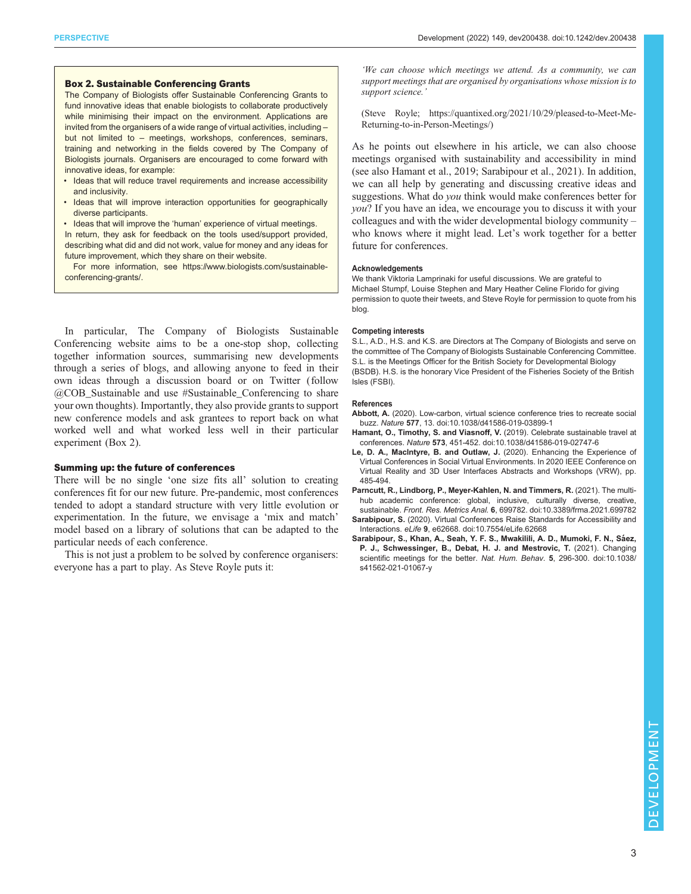**Box 2. Sustainable Conferencing Grants**

The Company of Biologists offer Sustainable Conferencing Grants to fund innovative ideas that enable biologists to collaborate productively while minimising their impact on the environment. Applications are invited from the organisers of a wide range of virtual activities, including – but not limited to – meetings, workshops, conferences, seminars, training and networking in the fields covered by The Company of Biologists journals. Organisers are encouraged to come forward with innovative ideas, for example:

- Ideas that will reduce travel requirements and increase accessibility and inclusivity.
- Ideas that will improve interaction opportunities for geographically diverse participants.
- Ideas that will improve the 'human' experience of virtual meetings.

In return, they ask for feedback on the tools used/support provided, describing what did and did not work, value for money and any ideas for future improvement, which they share on their website.

For more information, see https://www.biologists.com/sustainable-conferencing-grants/.

In particular, The Company of Biologists Sustainable Conferencing website aims to be a one-stop shop, collecting together information sources, summarising new developments through a series of blogs, and allowing anyone to feed in their own ideas through a discussion board or on Twitter (follow @COB_Sustainable and use #Sustainable_Conferencing to share your own thoughts). Importantly, they also provide grants to support new conference models and ask grantees to report back on what worked well and what worked less well in their particular experiment (Box 2).

## Summing up: the future of conferences

There will be no single 'one size fits all' solution to creating conferences fit for our new future. Pre-pandemic, most conferences tended to adopt a standard structure with very little evolution or experimentation. In the future, we envisage a 'mix and match' model based on a library of solutions that can be adapted to the particular needs of each conference.

This is not just a problem to be solved by conference organisers: everyone has a part to play. As Steve Royle puts it:

> *'We can choose which meetings we attend. As a community, we can support meetings that are organised by organisations whose mission is to support science.'*
>
> (Steve Royle; https://quantixed.org/2021/10/29/pleased-to-Meet-Me-Returning-to-in-Person-Meetings/)

As he points out elsewhere in his article, we can also choose meetings organised with sustainability and accessibility in mind (see also Hamant et al., 2019; Sarabipour et al., 2021). In addition, we can all help by generating and discussing creative ideas and suggestions. What do *you* think would make conferences better for *you*? If you have an idea, we encourage you to discuss it with your colleagues and with the wider developmental biology community – who knows where it might lead. Let's work together for a better future for conferences.

#### Acknowledgements

We thank Viktoria Lamprinaki for useful discussions. We are grateful to Michael Stumpf, Louise Stephen and Mary Heather Celine Florido for giving permission to quote their tweets, and Steve Royle for permission to quote from his blog.

#### Competing interests

S.L., A.D., H.S. and K.S. are Directors at The Company of Biologists and serve on the committee of The Company of Biologists Sustainable Conferencing Committee. S.L. is the Meetings Officer for the British Society for Developmental Biology (BSDB). H.S. is the honorary Vice President of the Fisheries Society of the British Isles (FSBI).

#### References

**Abbott, A.** (2020). Low-carbon, virtual science conference tries to recreate social buzz. *Nature* **577**, 13. doi:10.1038/d41586-019-03899-1

**Hamant, O., Timothy, S. and Viasnoff, V.** (2019). Celebrate sustainable travel at conferences. *Nature* **573**, 451-452. doi:10.1038/d41586-019-02747-6

**Le, D. A., MacIntyre, B. and Outlaw, J.** (2020). Enhancing the Experience of Virtual Conferences in Social Virtual Environments. In 2020 IEEE Conference on Virtual Reality and 3D User Interfaces Abstracts and Workshops (VRW), pp. 485-494.

**Parncutt, R., Lindborg, P., Meyer-Kahlen, N. and Timmers, R.** (2021). The multi-hub academic conference: global, inclusive, culturally diverse, creative, sustainable. *Front. Res. Metrics Anal.* **6**, 699782. doi:10.3389/frma.2021.699782

**Sarabipour, S.** (2020). Virtual Conferences Raise Standards for Accessibility and Interactions. *eLife* **9**, e62668. doi:10.7554/eLife.62668

**Sarabipour, S., Khan, A., Seah, Y. F. S., Mwakilili, A. D., Mumoki, F. N., Sáez, P. J., Schwessinger, B., Debat, H. J. and Mestrovic, T.** (2021). Changing scientific meetings for the better. *Nat. Hum. Behav.* **5**, 296-300. doi:10.1038/s41562-021-01067-y